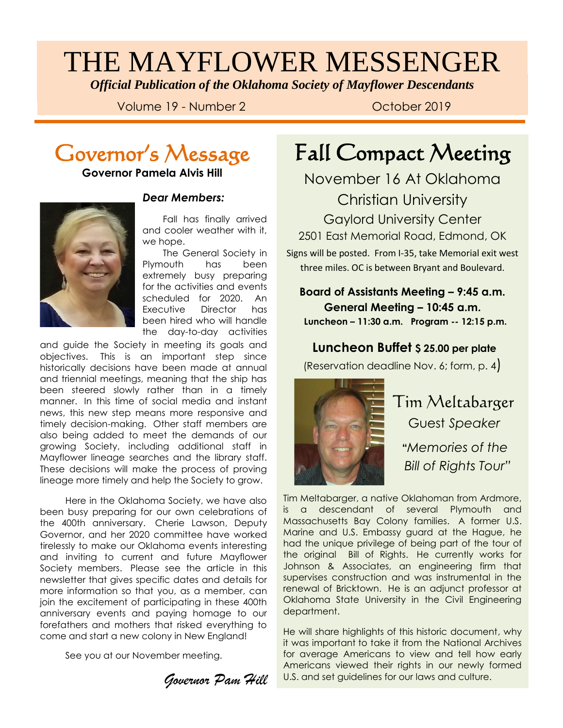# THE MAYFLOWER MESSENGER

***Official Publication of the Oklahoma Society of Mayflower Descendants***

Volume 19 - Number 2 October 2019

## Governor's Message

**Governor Pamela Alvis Hill**

***Dear Members:***

Fall has finally arrived and cooler weather with it, we hope.

The General Society in Plymouth has been extremely busy preparing for the activities and events scheduled for 2020. An Executive Director has been hired who will handle the day-to-day activities and guide the Society in meeting its goals and objectives. This is an important step since historically decisions have been made at annual and triennial meetings, meaning that the ship has been steered slowly rather than in a timely manner. In this time of social media and instant news, this new step means more responsive and timely decision-making. Other staff members are also being added to meet the demands of our growing Society, including additional staff in Mayflower lineage searches and the library staff. These decisions will make the process of proving lineage more timely and help the Society to grow.

Here in the Oklahoma Society, we have also been busy preparing for our own celebrations of the 400th anniversary. Cherie Lawson, Deputy Governor, and her 2020 committee have worked tirelessly to make our Oklahoma events interesting and inviting to current and future Mayflower Society members. Please see the article in this newsletter that gives specific dates and details for more information so that you, as a member, can join the excitement of participating in these 400th anniversary events and paying homage to our forefathers and mothers that risked everything to come and start a new colony in New England!

See you at our November meeting.

*Governor Pam Hill*

## Fall Compact Meeting

November 16 At Oklahoma Christian University

Gaylord University Center

2501 East Memorial Road, Edmond, OK

Signs will be posted. From I-35, take Memorial exit west three miles. OC is between Bryant and Boulevard.

**Board of Assistants Meeting – 9:45 a.m.**

**General Meeting – 10:45 a.m.**

**Luncheon – 11:30 a.m. Program -- 12:15 p.m.**

**Luncheon Buffet $ 25.00 per plate**

(Reservation deadline Nov. 6; form, p. 4)

### Tim Meltabarger

Guest *Speaker*

*"Memories of the Bill of Rights Tour"*

Tim Meltabarger, a native Oklahoman from Ardmore, is a descendant of several Plymouth and Massachusetts Bay Colony families. A former U.S. Marine and U.S. Embassy guard at the Hague, he had the unique privilege of being part of the tour of the original Bill of Rights. He currently works for Johnson & Associates, an engineering firm that supervises construction and was instrumental in the renewal of Bricktown. He is an adjunct professor at Oklahoma State University in the Civil Engineering department.

He will share highlights of this historic document, why it was important to take it from the National Archives for average Americans to view and tell how early Americans viewed their rights in our newly formed U.S. and set guidelines for our laws and culture.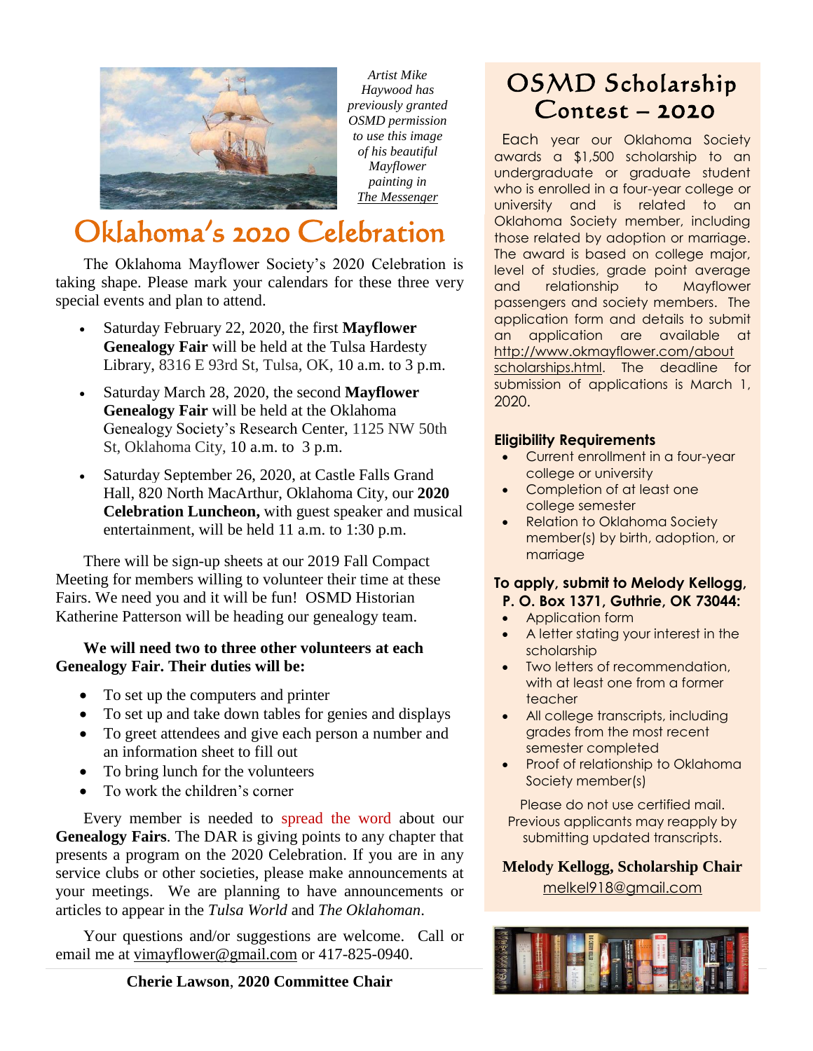*Artist Mike Haywood has previously granted OSMD permission to use this image of his beautiful Mayflower painting in The Messenger*

# Oklahoma's 2020 Celebration

The Oklahoma Mayflower Society's 2020 Celebration is taking shape. Please mark your calendars for these three very special events and plan to attend.

- Saturday February 22, 2020, the first **Mayflower Genealogy Fair** will be held at the Tulsa Hardesty Library, 8316 E 93rd St, Tulsa, OK, 10 a.m. to 3 p.m.
- Saturday March 28, 2020, the second **Mayflower Genealogy Fair** will be held at the Oklahoma Genealogy Society's Research Center, 1125 NW 50th St, Oklahoma City, 10 a.m. to 3 p.m.
- Saturday September 26, 2020, at Castle Falls Grand Hall, 820 North MacArthur, Oklahoma City, our **2020 Celebration Luncheon,** with guest speaker and musical entertainment, will be held 11 a.m. to 1:30 p.m.

There will be sign-up sheets at our 2019 Fall Compact Meeting for members willing to volunteer their time at these Fairs. We need you and it will be fun! OSMD Historian Katherine Patterson will be heading our genealogy team.

**We will need two to three other volunteers at each Genealogy Fair. Their duties will be:**

- To set up the computers and printer
- To set up and take down tables for genies and displays
- To greet attendees and give each person a number and an information sheet to fill out
- To bring lunch for the volunteers
- To work the children's corner

Every member is needed to spread the word about our **Genealogy Fairs**. The DAR is giving points to any chapter that presents a program on the 2020 Celebration. If you are in any service clubs or other societies, please make announcements at your meetings. We are planning to have announcements or articles to appear in the *Tulsa World* and *The Oklahoman*.

Your questions and/or suggestions are welcome. Call or email me at vimayflower@gmail.com or 417-825-0940.

**Cherie Lawson**, **2020 Committee Chair**

# OSMD Scholarship Contest – 2020

Each year our Oklahoma Society awards a $1,500 scholarship to an undergraduate or graduate student who is enrolled in a four-year college or university and is related to an Oklahoma Society member, including those related by adoption or marriage. The award is based on college major, level of studies, grade point average and relationship to Mayflower passengers and society members. The application form and details to submit an application are available at http://www.okmayflower.com/about scholarships.html. The deadline for submission of applications is March 1, 2020.

**Eligibility Requirements**

- Current enrollment in a four-year college or university
- Completion of at least one college semester
- Relation to Oklahoma Society member(s) by birth, adoption, or marriage

**To apply, submit to Melody Kellogg, P. O. Box 1371, Guthrie, OK 73044:**

- Application form
- A letter stating your interest in the scholarship
- Two letters of recommendation, with at least one from a former teacher
- All college transcripts, including grades from the most recent semester completed
- Proof of relationship to Oklahoma Society member(s)

Please do not use certified mail. Previous applicants may reapply by submitting updated transcripts.

**Melody Kellogg, Scholarship Chair**
melkel918@gmail.com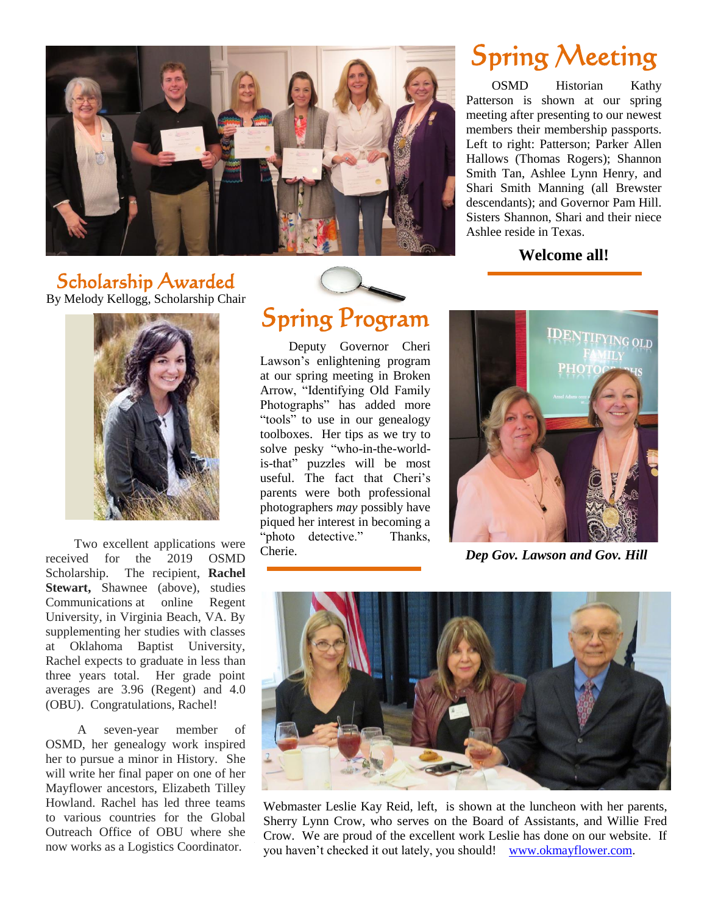## Spring Meeting

OSMD Historian Kathy Patterson is shown at our spring meeting after presenting to our newest members their membership passports. Left to right: Patterson; Parker Allen Hallows (Thomas Rogers); Shannon Smith Tan, Ashlee Lynn Henry, and Shari Smith Manning (all Brewster descendants); and Governor Pam Hill. Sisters Shannon, Shari and their niece Ashlee reside in Texas.

**Welcome all!**

## Scholarship Awarded

By Melody Kellogg, Scholarship Chair

Two excellent applications were received for the 2019 OSMD Scholarship. The recipient, **Rachel Stewart,** Shawnee (above), studies Communications at online Regent University, in Virginia Beach, VA. By supplementing her studies with classes at Oklahoma Baptist University, Rachel expects to graduate in less than three years total. Her grade point averages are 3.96 (Regent) and 4.0 (OBU). Congratulations, Rachel!

A seven-year member of OSMD, her genealogy work inspired her to pursue a minor in History. She will write her final paper on one of her Mayflower ancestors, Elizabeth Tilley Howland. Rachel has led three teams to various countries for the Global Outreach Office of OBU where she now works as a Logistics Coordinator.

## Spring Program

Deputy Governor Cheri Lawson's enlightening program at our spring meeting in Broken Arrow, "Identifying Old Family Photographs" has added more "tools" to use in our genealogy toolboxes. Her tips as we try to solve pesky "who-in-the-world-is-that" puzzles will be most useful. The fact that Cheri's parents were both professional photographers *may* possibly have piqued her interest in becoming a "photo detective." Thanks, Cheri.

***Dep Gov. Lawson and Gov. Hill***

Webmaster Leslie Kay Reid, left, is shown at the luncheon with her parents, Sherry Lynn Crow, who serves on the Board of Assistants, and Willie Fred Crow. We are proud of the excellent work Leslie has done on our website. If you haven't checked it out lately, you should! [www.okmayflower.com](http://www.okmayflower.com).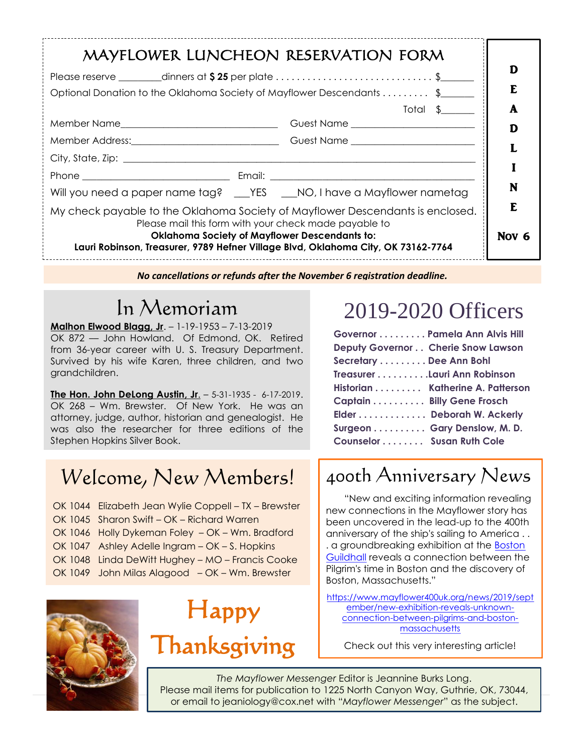## MAYFLOWER LUNCHEON RESERVATION FORM

Please reserve ________dinners at **$ 25** per plate . . . . . . . . . . . . . . . . . . . . . . . . . . . . . $_______

Optional Donation to the Oklahoma Society of Mayflower Descendants . . . . . . . . . $_______

Total $_______

Member Name______________________________ Guest Name ________________________

Member Address:____________________________ Guest Name ________________________

City, State, Zip: ______________________________________________________________

Phone ____________________________ Email: _______________________________________

Will you need a paper name tag? ___YES ___NO, I have a Mayflower nametag

My check payable to the Oklahoma Society of Mayflower Descendants is enclosed.

Please mail this form with your check made payable to

**Oklahoma Society of Mayflower Descendants to:**

**Lauri Robinson, Treasurer, 9789 Hefner Village Blvd, Oklahoma City, OK 73162-7764**

**DEADLINE Nov 6**

***No cancellations or refunds after the November 6 registration deadline.***

## In Memoriam

**Malhon Elwood Blagg, Jr**. – 1-19-1953 – 7-13-2019
OK 872 — John Howland. Of Edmond, OK. Retired from 36-year career with U. S. Treasury Department. Survived by his wife Karen, three children, and two grandchildren.

**The Hon. John DeLong Austin, Jr.** – 5-31-1935 - 6-17-2019. OK 268 – Wm. Brewster. Of New York. He was an attorney, judge, author, historian and genealogist. He was also the researcher for three editions of the Stephen Hopkins Silver Book.

## 2019-2020 Officers

**Governor** . . . . . . . . . **Pamela Ann Alvis Hill**
**Deputy Governor** . . **Cherie Snow Lawson**
**Secretary** . . . . . . . . . **Dee Ann Bohl**
**Treasurer** . . . . . . . . . .**Lauri Ann Robinson**
**Historian** . . . . . . . . . **Katherine A. Patterson**
**Captain** . . . . . . . . . . **Billy Gene Frosch**
**Elder** . . . . . . . . . . . . . **Deborah W. Ackerly**
**Surgeon** . . . . . . . . . . **Gary Denslow, M. D.**
**Counselor** . . . . . . . . **Susan Ruth Cole**

## Welcome, New Members!

| | |
|---|---|
| OK 1044 | Elizabeth Jean Wylie Coppell – TX – Brewster |
| OK 1045 | Sharon Swift – OK – Richard Warren |
| OK 1046 | Holly Dykeman Foley – OK – Wm. Bradford |
| OK 1047 | Ashley Adelle Ingram – OK – S. Hopkins |
| OK 1048 | Linda DeWitt Hughey – MO – Francis Cooke |
| OK 1049 | John Milas Alagood – OK – Wm. Brewster |

## 400th Anniversary News

"New and exciting information revealing new connections in the Mayflower story has been uncovered in the lead-up to the 400th anniversary of the ship's sailing to America . . . a groundbreaking exhibition at the Boston Guildhall reveals a connection between the Pilgrim's time in Boston and the discovery of Boston, Massachusetts."

https://www.mayflower400uk.org/news/2019/september/new-exhibition-reveals-unknown-connection-between-pilgrims-and-boston-massachusetts

Check out this very interesting article!

# Happy Thanksgiving

*The Mayflower Messenger* Editor is Jeannine Burks Long.
Please mail items for publication to 1225 North Canyon Way, Guthrie, OK, 73044, or email to jeaniology@cox.net with "*Mayflower Messenger*" as the subject.